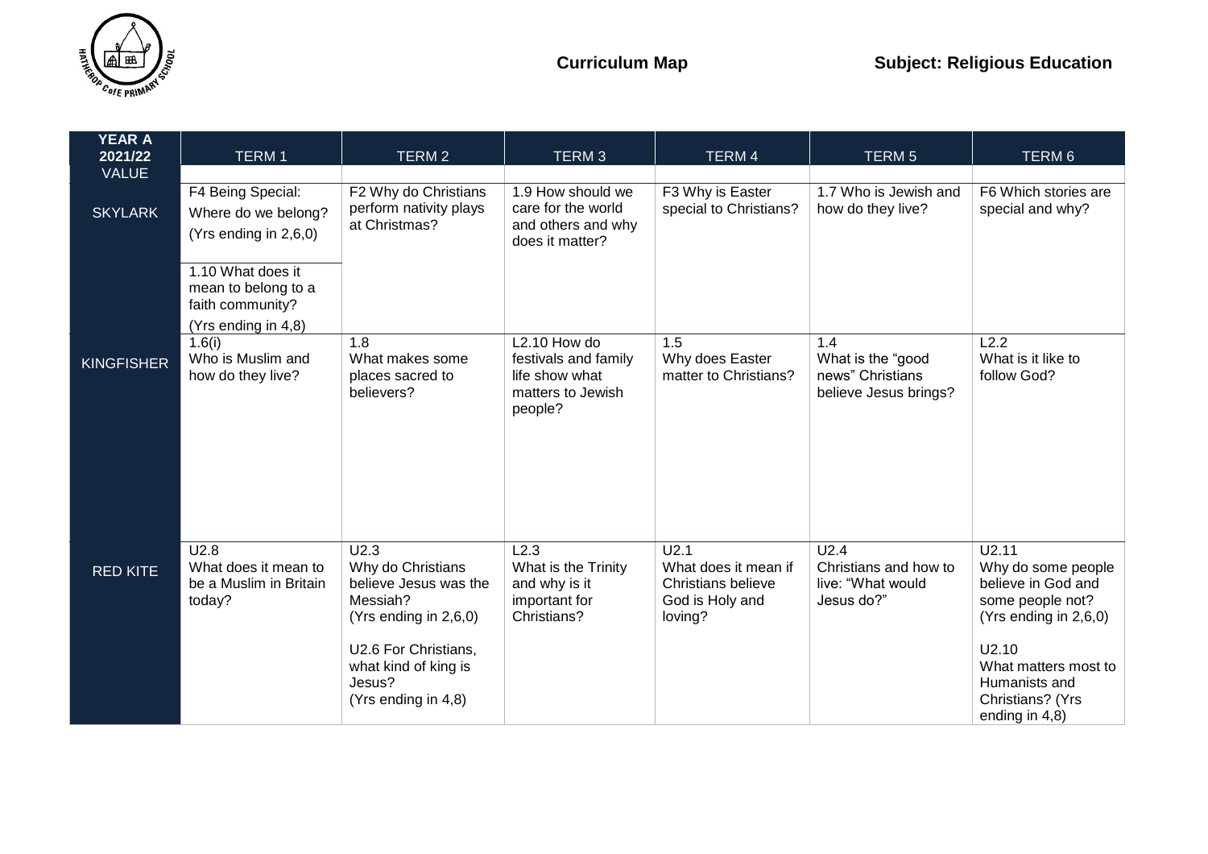**Curriculum Map** **Subject: Religious Education**

| YEAR A 2021/22 VALUE | TERM 1 | TERM 2 | TERM 3 | TERM 4 | TERM 5 | TERM 6 |
|---|---|---|---|---|---|---|
| SKYLARK | F4 Being Special: Where do we belong? (Yrs ending in 2,6,0)<br><br>1.10 What does it mean to belong to a faith community? (Yrs ending in 4,8) | F2 Why do Christians perform nativity plays at Christmas? | 1.9 How should we care for the world and others and why does it matter? | F3 Why is Easter special to Christians? | 1.7 Who is Jewish and how do they live? | F6 Which stories are special and why? |
| KINGFISHER | 1.6(i) Who is Muslim and how do they live? | 1.8 What makes some places sacred to believers? | L2.10 How do festivals and family life show what matters to Jewish people? | 1.5 Why does Easter matter to Christians? | 1.4 What is the "good news" Christians believe Jesus brings? | L2.2 What is it like to follow God? |
| RED KITE | U2.8 What does it mean to be a Muslim in Britain today? | U2.3 Why do Christians believe Jesus was the Messiah? (Yrs ending in 2,6,0)<br><br>U2.6 For Christians, what kind of king is Jesus? (Yrs ending in 4,8) | L2.3 What is the Trinity and why is it important for Christians? | U2.1 What does it mean if Christians believe God is Holy and loving? | U2.4 Christians and how to live: "What would Jesus do?" | U2.11 Why do some people believe in God and some people not? (Yrs ending in 2,6,0)<br><br>U2.10 What matters most to Humanists and Christians? (Yrs ending in 4,8) |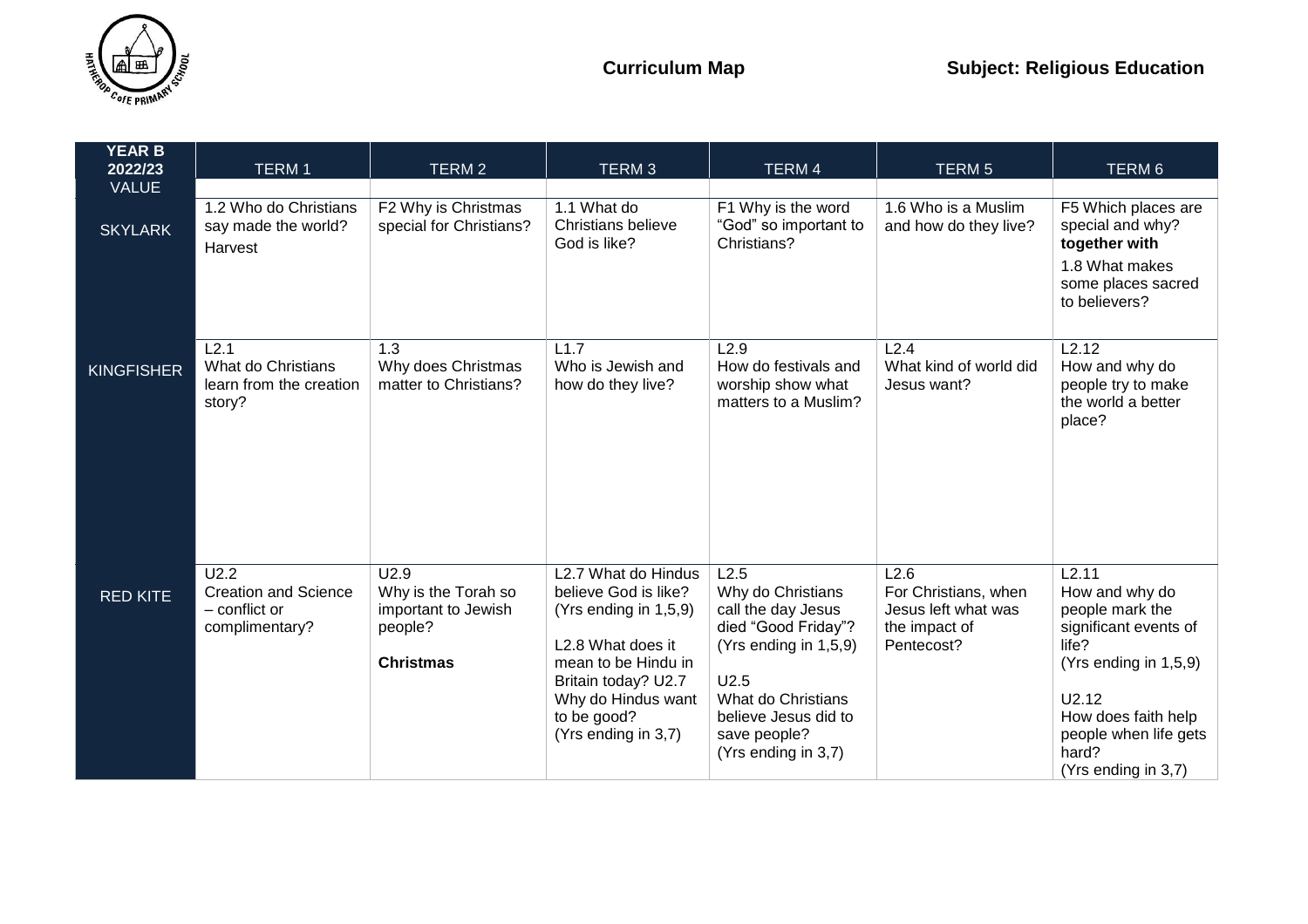Curriculum Map

Subject: Religious Education

| YEAR B 2022/23 | TERM 1 | TERM 2 | TERM 3 | TERM 4 | TERM 5 | TERM 6 |
|---|---|---|---|---|---|---|
| VALUE | | | | | | |
| SKYLARK | 1.2 Who do Christians say made the world? Harvest | F2 Why is Christmas special for Christians? | 1.1 What do Christians believe God is like? | F1 Why is the word "God" so important to Christians? | 1.6 Who is a Muslim and how do they live? | F5 Which places are special and why? **together with** 1.8 What makes some places sacred to believers? |
| KINGFISHER | L2.1 What do Christians learn from the creation story? | 1.3 Why does Christmas matter to Christians? | L1.7 Who is Jewish and how do they live? | L2.9 How do festivals and worship show what matters to a Muslim? | L2.4 What kind of world did Jesus want? | L2.12 How and why do people try to make the world a better place? |
| RED KITE | U2.2 Creation and Science – conflict or complimentary? | U2.9 Why is the Torah so important to Jewish people? **Christmas** | L2.7 What do Hindus believe God is like? (Yrs ending in 1,5,9) L2.8 What does it mean to be Hindu in Britain today? U2.7 Why do Hindus want to be good? (Yrs ending in 3,7) | L2.5 Why do Christians call the day Jesus died "Good Friday"? (Yrs ending in 1,5,9) U2.5 What do Christians believe Jesus did to save people? (Yrs ending in 3,7) | L2.6 For Christians, when Jesus left what was the impact of Pentecost? | L2.11 How and why do people mark the significant events of life? (Yrs ending in 1,5,9) U2.12 How does faith help people when life gets hard? (Yrs ending in 3,7) |